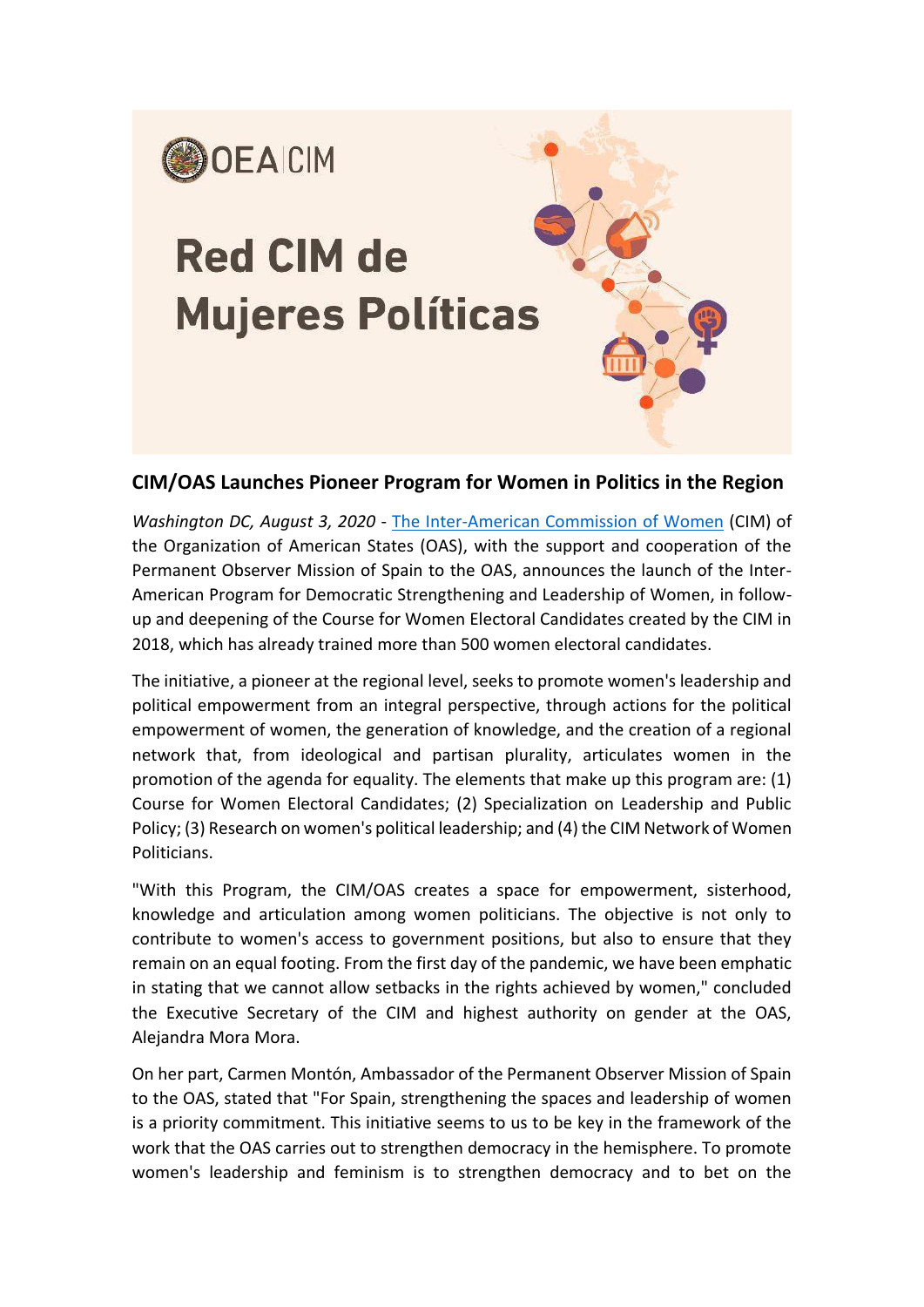OEA | CIM

# Red CIM de Mujeres Políticas

## CIM/OAS Launches Pioneer Program for Women in Politics in the Region

*Washington DC, August 3, 2020* - The Inter-American Commission of Women (CIM) of the Organization of American States (OAS), with the support and cooperation of the Permanent Observer Mission of Spain to the OAS, announces the launch of the Inter-American Program for Democratic Strengthening and Leadership of Women, in follow-up and deepening of the Course for Women Electoral Candidates created by the CIM in 2018, which has already trained more than 500 women electoral candidates.

The initiative, a pioneer at the regional level, seeks to promote women's leadership and political empowerment from an integral perspective, through actions for the political empowerment of women, the generation of knowledge, and the creation of a regional network that, from ideological and partisan plurality, articulates women in the promotion of the agenda for equality. The elements that make up this program are: (1) Course for Women Electoral Candidates; (2) Specialization on Leadership and Public Policy; (3) Research on women's political leadership; and (4) the CIM Network of Women Politicians.

"With this Program, the CIM/OAS creates a space for empowerment, sisterhood, knowledge and articulation among women politicians. The objective is not only to contribute to women's access to government positions, but also to ensure that they remain on an equal footing. From the first day of the pandemic, we have been emphatic in stating that we cannot allow setbacks in the rights achieved by women," concluded the Executive Secretary of the CIM and highest authority on gender at the OAS, Alejandra Mora Mora.

On her part, Carmen Montón, Ambassador of the Permanent Observer Mission of Spain to the OAS, stated that "For Spain, strengthening the spaces and leadership of women is a priority commitment. This initiative seems to us to be key in the framework of the work that the OAS carries out to strengthen democracy in the hemisphere. To promote women's leadership and feminism is to strengthen democracy and to bet on the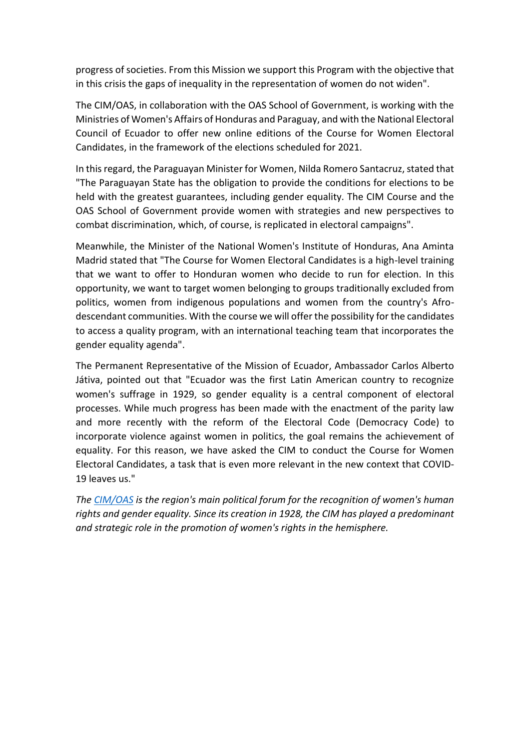progress of societies. From this Mission we support this Program with the objective that in this crisis the gaps of inequality in the representation of women do not widen".

The CIM/OAS, in collaboration with the OAS School of Government, is working with the Ministries of Women's Affairs of Honduras and Paraguay, and with the National Electoral Council of Ecuador to offer new online editions of the Course for Women Electoral Candidates, in the framework of the elections scheduled for 2021.

In this regard, the Paraguayan Minister for Women, Nilda Romero Santacruz, stated that "The Paraguayan State has the obligation to provide the conditions for elections to be held with the greatest guarantees, including gender equality. The CIM Course and the OAS School of Government provide women with strategies and new perspectives to combat discrimination, which, of course, is replicated in electoral campaigns".

Meanwhile, the Minister of the National Women's Institute of Honduras, Ana Aminta Madrid stated that "The Course for Women Electoral Candidates is a high-level training that we want to offer to Honduran women who decide to run for election. In this opportunity, we want to target women belonging to groups traditionally excluded from politics, women from indigenous populations and women from the country's Afro-descendant communities. With the course we will offer the possibility for the candidates to access a quality program, with an international teaching team that incorporates the gender equality agenda".

The Permanent Representative of the Mission of Ecuador, Ambassador Carlos Alberto Játiva, pointed out that "Ecuador was the first Latin American country to recognize women's suffrage in 1929, so gender equality is a central component of electoral processes. While much progress has been made with the enactment of the parity law and more recently with the reform of the Electoral Code (Democracy Code) to incorporate violence against women in politics, the goal remains the achievement of equality. For this reason, we have asked the CIM to conduct the Course for Women Electoral Candidates, a task that is even more relevant in the new context that COVID-19 leaves us."

*The CIM/OAS is the region's main political forum for the recognition of women's human rights and gender equality. Since its creation in 1928, the CIM has played a predominant and strategic role in the promotion of women's rights in the hemisphere.*